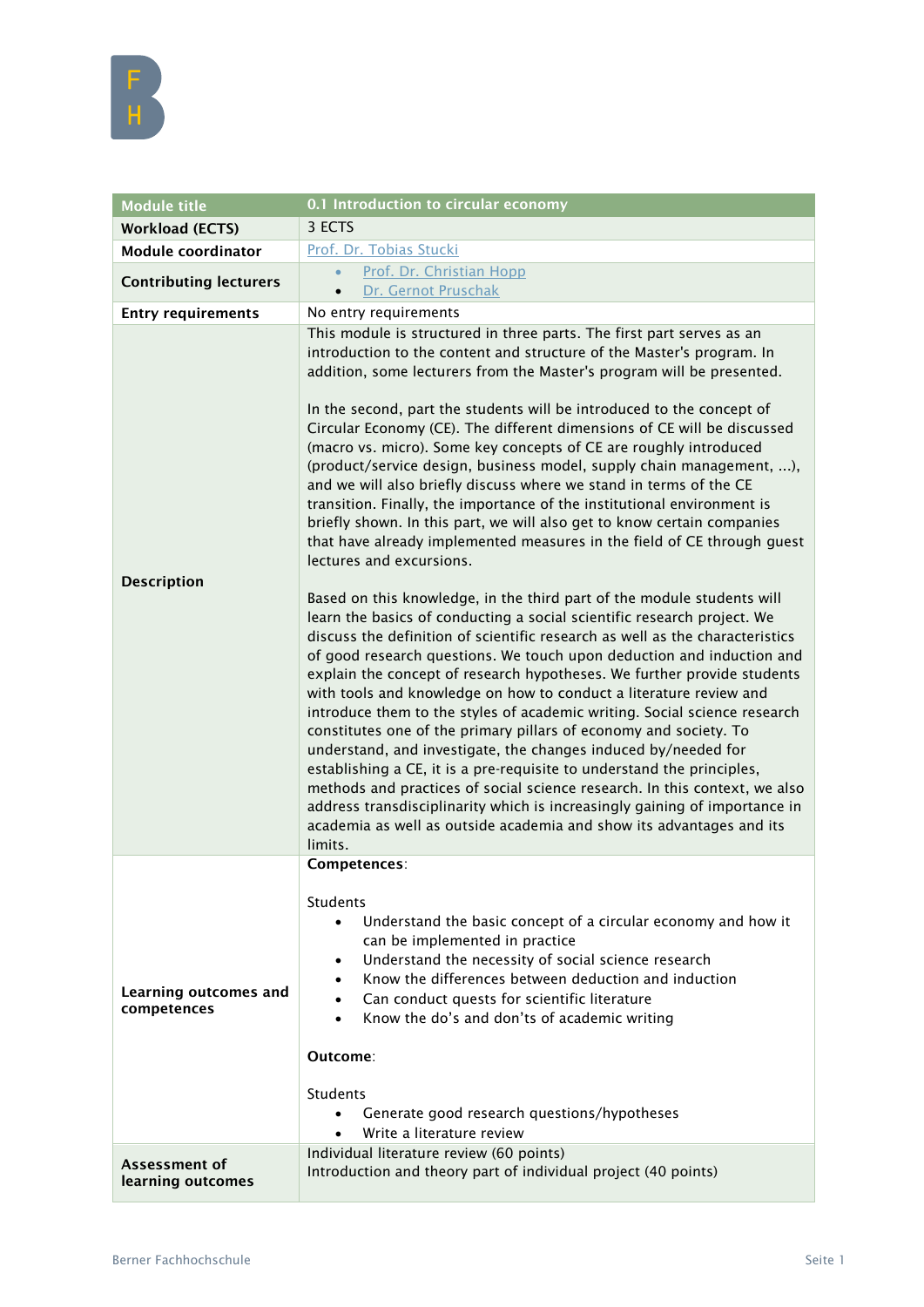| Module title | 0.1 Introduction to circular economy |
|---|---|
| Workload (ECTS) | 3 ECTS |
| Module coordinator | Prof. Dr. Tobias Stucki |
| Contributing lecturers | • Prof. Dr. Christian Hopp<br>• Dr. Gernot Pruschak |
| Entry requirements | No entry requirements |
| Description | This module is structured in three parts. The first part serves as an introduction to the content and structure of the Master's program. In addition, some lecturers from the Master's program will be presented.<br><br>In the second, part the students will be introduced to the concept of Circular Economy (CE). The different dimensions of CE will be discussed (macro vs. micro). Some key concepts of CE are roughly introduced (product/service design, business model, supply chain management, ...), and we will also briefly discuss where we stand in terms of the CE transition. Finally, the importance of the institutional environment is briefly shown. In this part, we will also get to know certain companies that have already implemented measures in the field of CE through guest lectures and excursions.<br><br>Based on this knowledge, in the third part of the module students will learn the basics of conducting a social scientific research project. We discuss the definition of scientific research as well as the characteristics of good research questions. We touch upon deduction and induction and explain the concept of research hypotheses. We further provide students with tools and knowledge on how to conduct a literature review and introduce them to the styles of academic writing. Social science research constitutes one of the primary pillars of economy and society. To understand, and investigate, the changes induced by/needed for establishing a CE, it is a pre-requisite to understand the principles, methods and practices of social science research. In this context, we also address transdisciplinarity which is increasingly gaining of importance in academia as well as outside academia and show its advantages and its limits. |
| Learning outcomes and competences | **Competences**:<br><br>Students<br>• Understand the basic concept of a circular economy and how it can be implemented in practice<br>• Understand the necessity of social science research<br>• Know the differences between deduction and induction<br>• Can conduct quests for scientific literature<br>• Know the do's and don'ts of academic writing<br><br>**Outcome**:<br><br>Students<br>• Generate good research questions/hypotheses<br>• Write a literature review |
| Assessment of learning outcomes | Individual literature review (60 points)<br>Introduction and theory part of individual project (40 points) |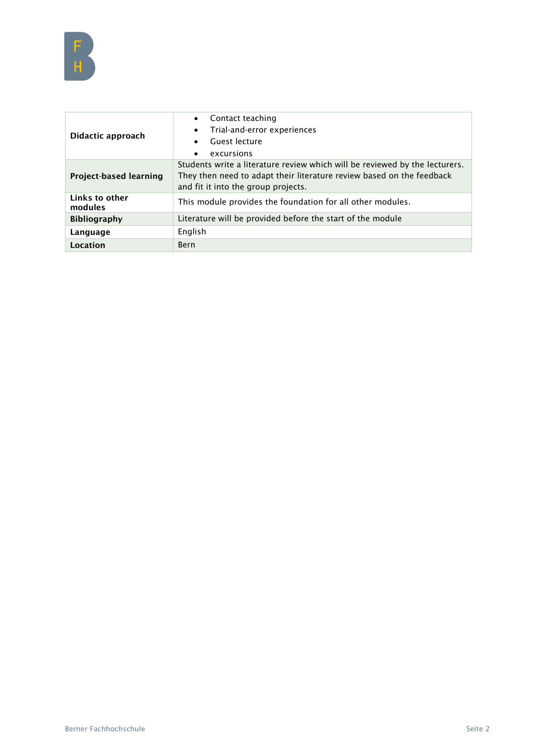| | |
|---|---|
| **Didactic approach** | • Contact teaching<br>• Trial-and-error experiences<br>• Guest lecture<br>• excursions |
| **Project-based learning** | Students write a literature review which will be reviewed by the lecturers. They then need to adapt their literature review based on the feedback and fit it into the group projects. |
| **Links to other modules** | This module provides the foundation for all other modules. |
| **Bibliography** | Literature will be provided before the start of the module |
| **Language** | English |
| **Location** | Bern |